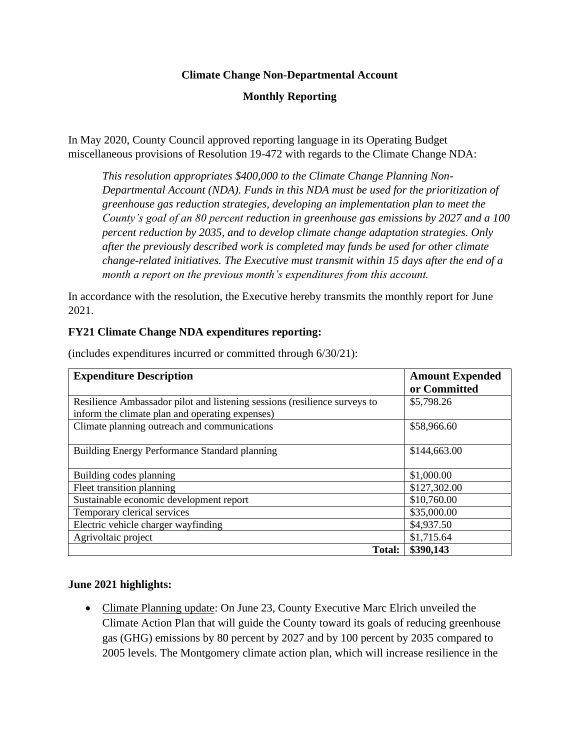# Climate Change Non-Departmental Account

## Monthly Reporting

In May 2020, County Council approved reporting language in its Operating Budget miscellaneous provisions of Resolution 19-472 with regards to the Climate Change NDA:

> *This resolution appropriates $400,000 to the Climate Change Planning Non-Departmental Account (NDA). Funds in this NDA must be used for the prioritization of greenhouse gas reduction strategies, developing an implementation plan to meet the County's goal of an 80 percent reduction in greenhouse gas emissions by 2027 and a 100 percent reduction by 2035, and to develop climate change adaptation strategies. Only after the previously described work is completed may funds be used for other climate change-related initiatives. The Executive must transmit within 15 days after the end of a month a report on the previous month's expenditures from this account.*

In accordance with the resolution, the Executive hereby transmits the monthly report for June 2021.

**FY21 Climate Change NDA expenditures reporting:**

(includes expenditures incurred or committed through 6/30/21):

| Expenditure Description | Amount Expended or Committed |
|---|---|
| Resilience Ambassador pilot and listening sessions (resilience surveys to inform the climate plan and operating expenses) | $5,798.26 |
| Climate planning outreach and communications | $58,966.60 |
| Building Energy Performance Standard planning | $144,663.00 |
| Building codes planning | $1,000.00 |
| Fleet transition planning | $127,302.00 |
| Sustainable economic development report | $10,760.00 |
| Temporary clerical services | $35,000.00 |
| Electric vehicle charger wayfinding | $4,937.50 |
| Agrivoltaic project | $1,715.64 |
| **Total:** | **$390,143** |

**June 2021 highlights:**

- Climate Planning update: On June 23, County Executive Marc Elrich unveiled the Climate Action Plan that will guide the County toward its goals of reducing greenhouse gas (GHG) emissions by 80 percent by 2027 and by 100 percent by 2035 compared to 2005 levels. The Montgomery climate action plan, which will increase resilience in the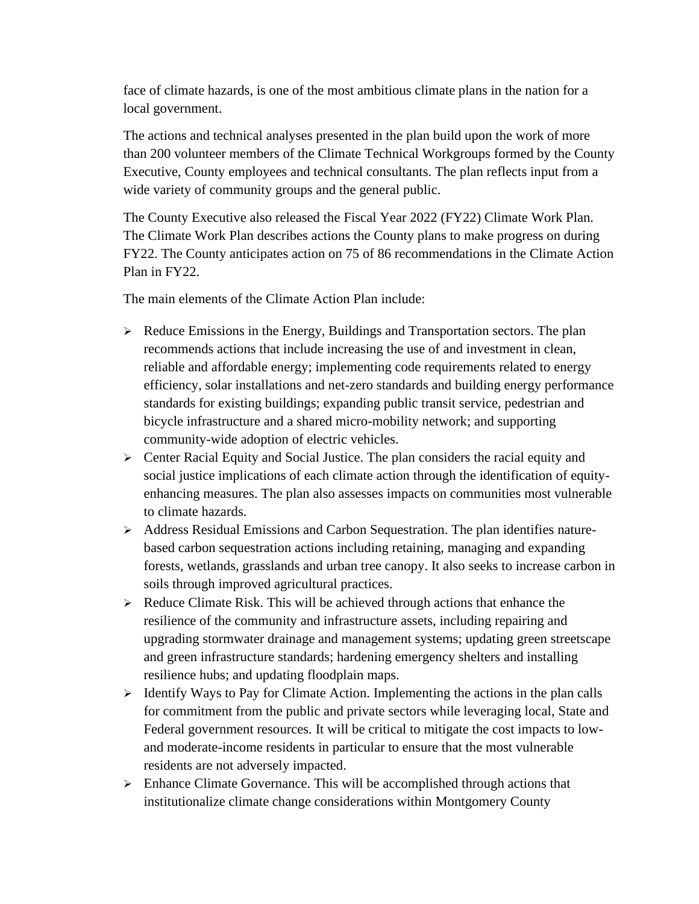face of climate hazards, is one of the most ambitious climate plans in the nation for a local government.

The actions and technical analyses presented in the plan build upon the work of more than 200 volunteer members of the Climate Technical Workgroups formed by the County Executive, County employees and technical consultants. The plan reflects input from a wide variety of community groups and the general public.

The County Executive also released the Fiscal Year 2022 (FY22) Climate Work Plan. The Climate Work Plan describes actions the County plans to make progress on during FY22. The County anticipates action on 75 of 86 recommendations in the Climate Action Plan in FY22.

The main elements of the Climate Action Plan include:

- Reduce Emissions in the Energy, Buildings and Transportation sectors. The plan recommends actions that include increasing the use of and investment in clean, reliable and affordable energy; implementing code requirements related to energy efficiency, solar installations and net-zero standards and building energy performance standards for existing buildings; expanding public transit service, pedestrian and bicycle infrastructure and a shared micro-mobility network; and supporting community-wide adoption of electric vehicles.
- Center Racial Equity and Social Justice. The plan considers the racial equity and social justice implications of each climate action through the identification of equity-enhancing measures. The plan also assesses impacts on communities most vulnerable to climate hazards.
- Address Residual Emissions and Carbon Sequestration. The plan identifies nature-based carbon sequestration actions including retaining, managing and expanding forests, wetlands, grasslands and urban tree canopy. It also seeks to increase carbon in soils through improved agricultural practices.
- Reduce Climate Risk. This will be achieved through actions that enhance the resilience of the community and infrastructure assets, including repairing and upgrading stormwater drainage and management systems; updating green streetscape and green infrastructure standards; hardening emergency shelters and installing resilience hubs; and updating floodplain maps.
- Identify Ways to Pay for Climate Action. Implementing the actions in the plan calls for commitment from the public and private sectors while leveraging local, State and Federal government resources. It will be critical to mitigate the cost impacts to low- and moderate-income residents in particular to ensure that the most vulnerable residents are not adversely impacted.
- Enhance Climate Governance. This will be accomplished through actions that institutionalize climate change considerations within Montgomery County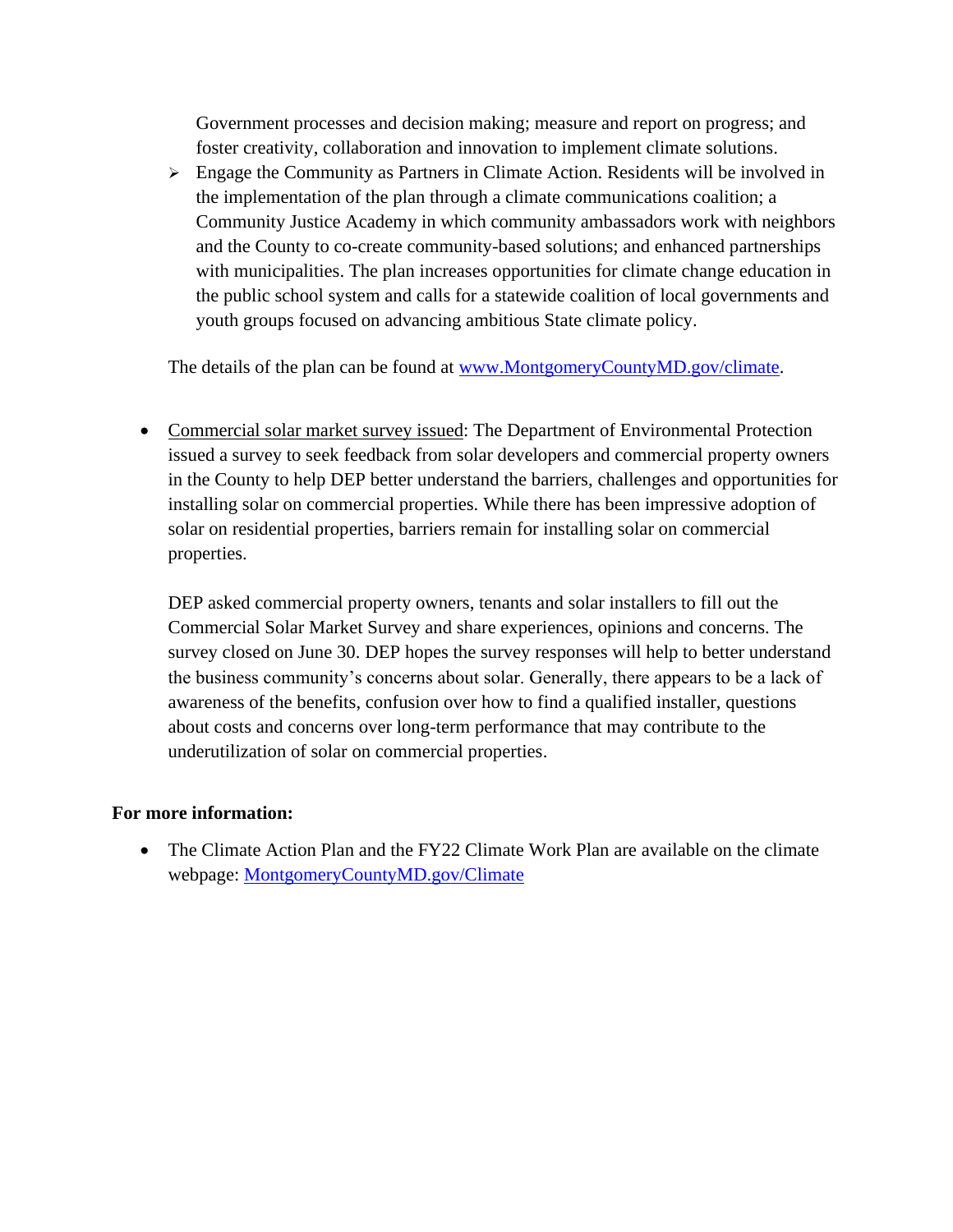Government processes and decision making; measure and report on progress; and foster creativity, collaboration and innovation to implement climate solutions.

- Engage the Community as Partners in Climate Action. Residents will be involved in the implementation of the plan through a climate communications coalition; a Community Justice Academy in which community ambassadors work with neighbors and the County to co-create community-based solutions; and enhanced partnerships with municipalities. The plan increases opportunities for climate change education in the public school system and calls for a statewide coalition of local governments and youth groups focused on advancing ambitious State climate policy.

The details of the plan can be found at [www.MontgomeryCountyMD.gov/climate](www.MontgomeryCountyMD.gov/climate).

- Commercial solar market survey issued: The Department of Environmental Protection issued a survey to seek feedback from solar developers and commercial property owners in the County to help DEP better understand the barriers, challenges and opportunities for installing solar on commercial properties. While there has been impressive adoption of solar on residential properties, barriers remain for installing solar on commercial properties.

  DEP asked commercial property owners, tenants and solar installers to fill out the Commercial Solar Market Survey and share experiences, opinions and concerns. The survey closed on June 30. DEP hopes the survey responses will help to better understand the business community's concerns about solar. Generally, there appears to be a lack of awareness of the benefits, confusion over how to find a qualified installer, questions about costs and concerns over long-term performance that may contribute to the underutilization of solar on commercial properties.

**For more information:**

- The Climate Action Plan and the FY22 Climate Work Plan are available on the climate webpage: [MontgomeryCountyMD.gov/Climate](MontgomeryCountyMD.gov/Climate)